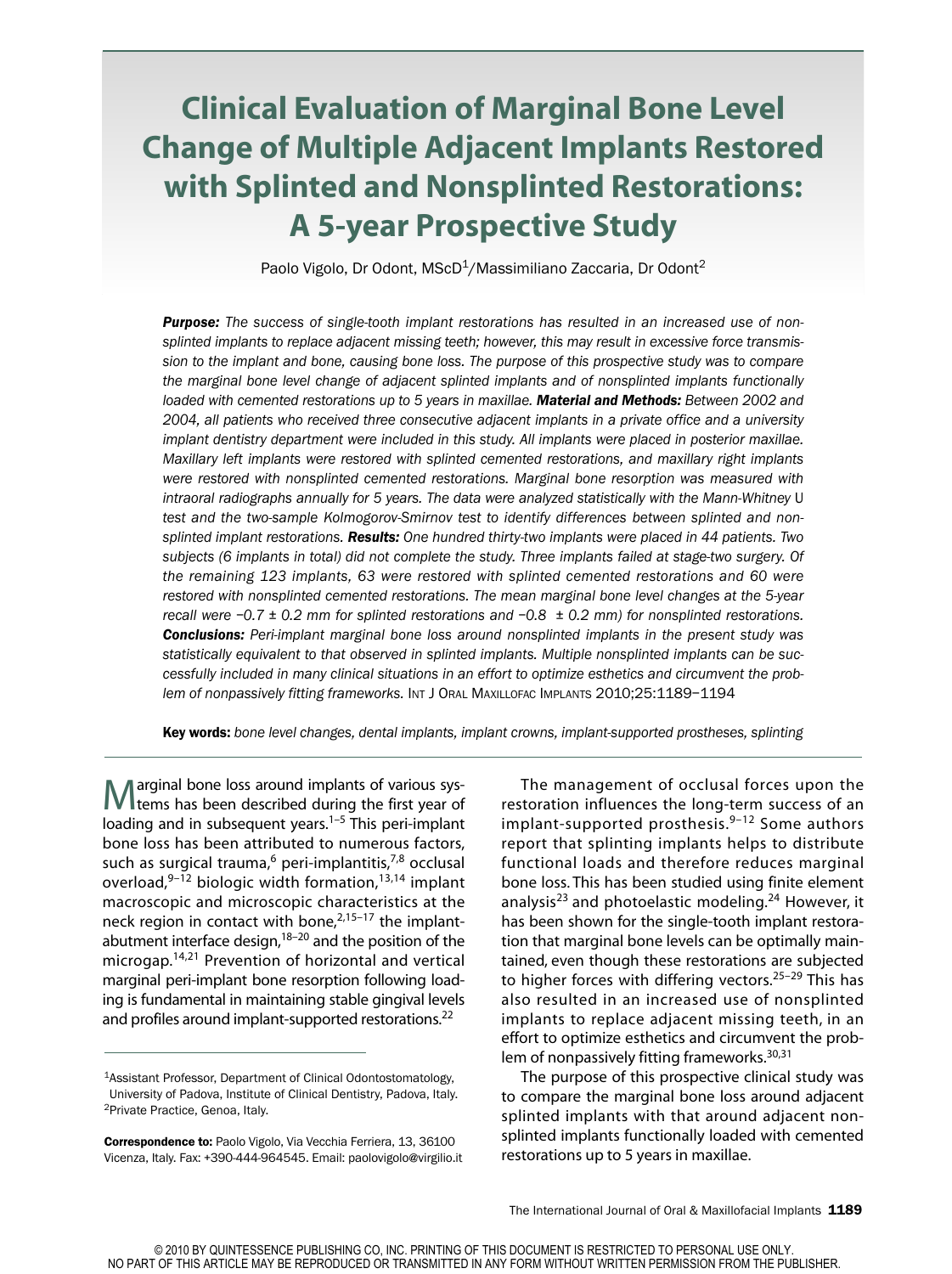# Clinical Evaluation of Marginal Bone Level Change of Multiple Adjacent Implants Restored with Splinted and Nonsplinted Restorations: A 5-year Prospective Study

Paolo Vigolo, Dr Odont, MScD[1]/Massimiliano Zaccaria, Dr Odont[2]

***Purpose:*** *The success of single-tooth implant restorations has resulted in an increased use of nonsplinted implants to replace adjacent missing teeth; however, this may result in excessive force transmission to the implant and bone, causing bone loss. The purpose of this prospective study was to compare the marginal bone level change of adjacent splinted implants and of nonsplinted implants functionally loaded with cemented restorations up to 5 years in maxillae.* ***Material and Methods:*** *Between 2002 and 2004, all patients who received three consecutive adjacent implants in a private office and a university implant dentistry department were included in this study. All implants were placed in posterior maxillae. Maxillary left implants were restored with splinted cemented restorations, and maxillary right implants were restored with nonsplinted cemented restorations. Marginal bone resorption was measured with intraoral radiographs annually for 5 years. The data were analyzed statistically with the Mann-Whitney* U *test and the two-sample Kolmogorov-Smirnov test to identify differences between splinted and nonsplinted implant restorations.* ***Results:*** *One hundred thirty-two implants were placed in 44 patients. Two subjects (6 implants in total) did not complete the study. Three implants failed at stage-two surgery. Of the remaining 123 implants, 63 were restored with splinted cemented restorations and 60 were restored with nonsplinted cemented restorations. The mean marginal bone level changes at the 5-year recall were −0.7 ± 0.2 mm for splinted restorations and −0.8 ± 0.2 mm) for nonsplinted restorations.* ***Conclusions:*** *Peri-implant marginal bone loss around nonsplinted implants in the present study was statistically equivalent to that observed in splinted implants. Multiple nonsplinted implants can be successfully included in many clinical situations in an effort to optimize esthetics and circumvent the problem of nonpassively fitting frameworks.* Int J Oral Maxillofac Implants 2010;25:1189–1194

**Key words:** *bone level changes, dental implants, implant crowns, implant-supported prostheses, splinting*

Marginal bone loss around implants of various systems has been described during the first year of loading and in subsequent years.[1–5] This peri-implant bone loss has been attributed to numerous factors, such as surgical trauma,[6] peri-implantitis,[7,8] occlusal overload,[9–12] biologic width formation,[13,14] implant macroscopic and microscopic characteristics at the neck region in contact with bone,[2,15–17] the implant-abutment interface design,[18–20] and the position of the microgap.[14,21] Prevention of horizontal and vertical marginal peri-implant bone resorption following loading is fundamental in maintaining stable gingival levels and profiles around implant-supported restorations.[22]

The management of occlusal forces upon the restoration influences the long-term success of an implant-supported prosthesis.[9–12] Some authors report that splinting implants helps to distribute functional loads and therefore reduces marginal bone loss. This has been studied using finite element analysis[23] and photoelastic modeling.[24] However, it has been shown for the single-tooth implant restoration that marginal bone levels can be optimally maintained, even though these restorations are subjected to higher forces with differing vectors.[25–29] This has also resulted in an increased use of nonsplinted implants to replace adjacent missing teeth, in an effort to optimize esthetics and circumvent the problem of nonpassively fitting frameworks.[30,31]

The purpose of this prospective clinical study was to compare the marginal bone loss around adjacent splinted implants with that around adjacent nonsplinted implants functionally loaded with cemented restorations up to 5 years in maxillae.

[1]Assistant Professor, Department of Clinical Odontostomatology, University of Padova, Institute of Clinical Dentistry, Padova, Italy.
[2]Private Practice, Genoa, Italy.

**Correspondence to:** Paolo Vigolo, Via Vecchia Ferriera, 13, 36100 Vicenza, Italy. Fax: +390-444-964545. Email: paolovigolo@virgilio.it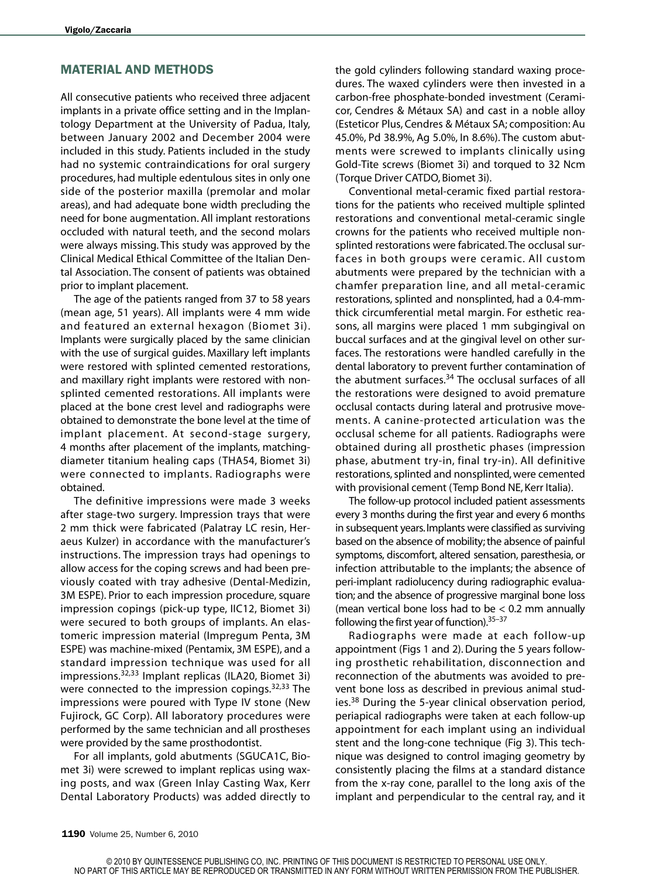## MATERIAL AND METHODS

All consecutive patients who received three adjacent implants in a private office setting and in the Implantology Department at the University of Padua, Italy, between January 2002 and December 2004 were included in this study. Patients included in the study had no systemic contraindications for oral surgery procedures, had multiple edentulous sites in only one side of the posterior maxilla (premolar and molar areas), and had adequate bone width precluding the need for bone augmentation. All implant restorations occluded with natural teeth, and the second molars were always missing. This study was approved by the Clinical Medical Ethical Committee of the Italian Dental Association. The consent of patients was obtained prior to implant placement.

The age of the patients ranged from 37 to 58 years (mean age, 51 years). All implants were 4 mm wide and featured an external hexagon (Biomet 3i). Implants were surgically placed by the same clinician with the use of surgical guides. Maxillary left implants were restored with splinted cemented restorations, and maxillary right implants were restored with nonsplinted cemented restorations. All implants were placed at the bone crest level and radiographs were obtained to demonstrate the bone level at the time of implant placement. At second-stage surgery, 4 months after placement of the implants, matching-diameter titanium healing caps (THA54, Biomet 3i) were connected to implants. Radiographs were obtained.

The definitive impressions were made 3 weeks after stage-two surgery. Impression trays that were 2 mm thick were fabricated (Palatray LC resin, Heraeus Kulzer) in accordance with the manufacturer's instructions. The impression trays had openings to allow access for the coping screws and had been previously coated with tray adhesive (Dental-Medizin, 3M ESPE). Prior to each impression procedure, square impression copings (pick-up type, IIC12, Biomet 3i) were secured to both groups of implants. An elastomeric impression material (Impregum Penta, 3M ESPE) was machine-mixed (Pentamix, 3M ESPE), and a standard impression technique was used for all impressions.[32,33] Implant replicas (ILA20, Biomet 3i) were connected to the impression copings.[32,33] The impressions were poured with Type IV stone (New Fujirock, GC Corp). All laboratory procedures were performed by the same technician and all prostheses were provided by the same prosthodontist.

For all implants, gold abutments (SGUCA1C, Biomet 3i) were screwed to implant replicas using waxing posts, and wax (Green Inlay Casting Wax, Kerr Dental Laboratory Products) was added directly to the gold cylinders following standard waxing procedures. The waxed cylinders were then invested in a carbon-free phosphate-bonded investment (Ceramicor, Cendres & Métaux SA) and cast in a noble alloy (Esteticor Plus, Cendres & Métaux SA; composition: Au 45.0%, Pd 38.9%, Ag 5.0%, In 8.6%). The custom abutments were screwed to implants clinically using Gold-Tite screws (Biomet 3i) and torqued to 32 Ncm (Torque Driver CATDO, Biomet 3i).

Conventional metal-ceramic fixed partial restorations for the patients who received multiple splinted restorations and conventional metal-ceramic single crowns for the patients who received multiple nonsplinted restorations were fabricated. The occlusal surfaces in both groups were ceramic. All custom abutments were prepared by the technician with a chamfer preparation line, and all metal-ceramic restorations, splinted and nonsplinted, had a 0.4-mm-thick circumferential metal margin. For esthetic reasons, all margins were placed 1 mm subgingival on buccal surfaces and at the gingival level on other surfaces. The restorations were handled carefully in the dental laboratory to prevent further contamination of the abutment surfaces.[34] The occlusal surfaces of all the restorations were designed to avoid premature occlusal contacts during lateral and protrusive movements. A canine-protected articulation was the occlusal scheme for all patients. Radiographs were obtained during all prosthetic phases (impression phase, abutment try-in, final try-in). All definitive restorations, splinted and nonsplinted, were cemented with provisional cement (Temp Bond NE, Kerr Italia).

The follow-up protocol included patient assessments every 3 months during the first year and every 6 months in subsequent years. Implants were classified as surviving based on the absence of mobility; the absence of painful symptoms, discomfort, altered sensation, paresthesia, or infection attributable to the implants; the absence of peri-implant radiolucency during radiographic evaluation; and the absence of progressive marginal bone loss (mean vertical bone loss had to be < 0.2 mm annually following the first year of function).[35–37]

Radiographs were made at each follow-up appointment (Figs 1 and 2). During the 5 years following prosthetic rehabilitation, disconnection and reconnection of the abutments was avoided to prevent bone loss as described in previous animal studies.[38] During the 5-year clinical observation period, periapical radiographs were taken at each follow-up appointment for each implant using an individual stent and the long-cone technique (Fig 3). This technique was designed to control imaging geometry by consistently placing the films at a standard distance from the x-ray cone, parallel to the long axis of the implant and perpendicular to the central ray, and it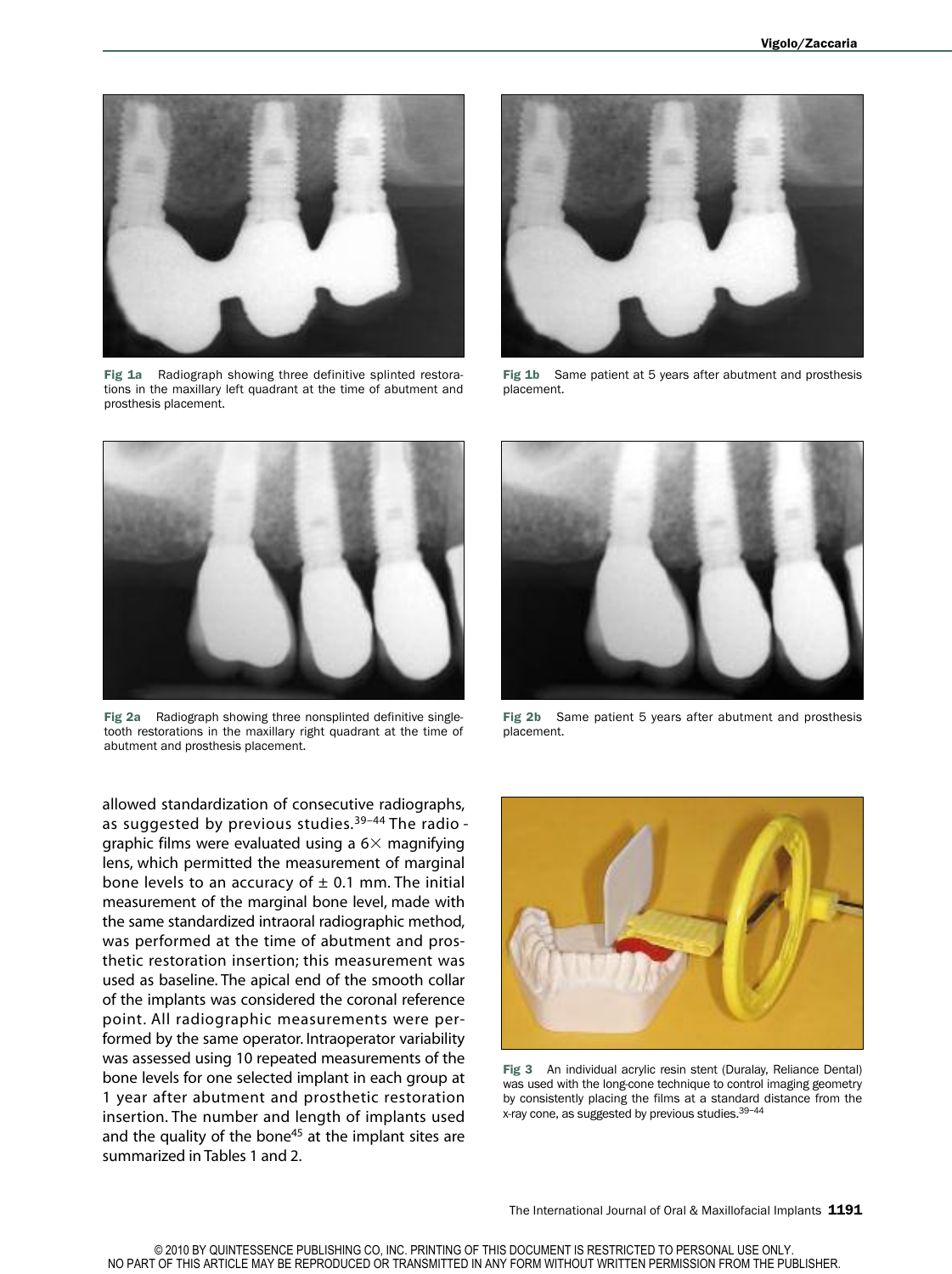Fig 1a Radiograph showing three definitive splinted restorations in the maxillary left quadrant at the time of abutment and prosthesis placement.

Fig 1b Same patient at 5 years after abutment and prosthesis placement.

Fig 2a Radiograph showing three nonsplinted definitive single-tooth restorations in the maxillary right quadrant at the time of abutment and prosthesis placement.

Fig 2b Same patient 5 years after abutment and prosthesis placement.

allowed standardization of consecutive radiographs, as suggested by previous studies.[39–44] The radiographic films were evaluated using a 6× magnifying lens, which permitted the measurement of marginal bone levels to an accuracy of ± 0.1 mm. The initial measurement of the marginal bone level, made with the same standardized intraoral radiographic method, was performed at the time of abutment and prosthetic restoration insertion; this measurement was used as baseline. The apical end of the smooth collar of the implants was considered the coronal reference point. All radiographic measurements were performed by the same operator. Intraoperator variability was assessed using 10 repeated measurements of the bone levels for one selected implant in each group at 1 year after abutment and prosthetic restoration insertion. The number and length of implants used and the quality of the bone[45] at the implant sites are summarized in Tables 1 and 2.

Fig 3 An individual acrylic resin stent (Duralay, Reliance Dental) was used with the long-cone technique to control imaging geometry by consistently placing the films at a standard distance from the x-ray cone, as suggested by previous studies.[39–44]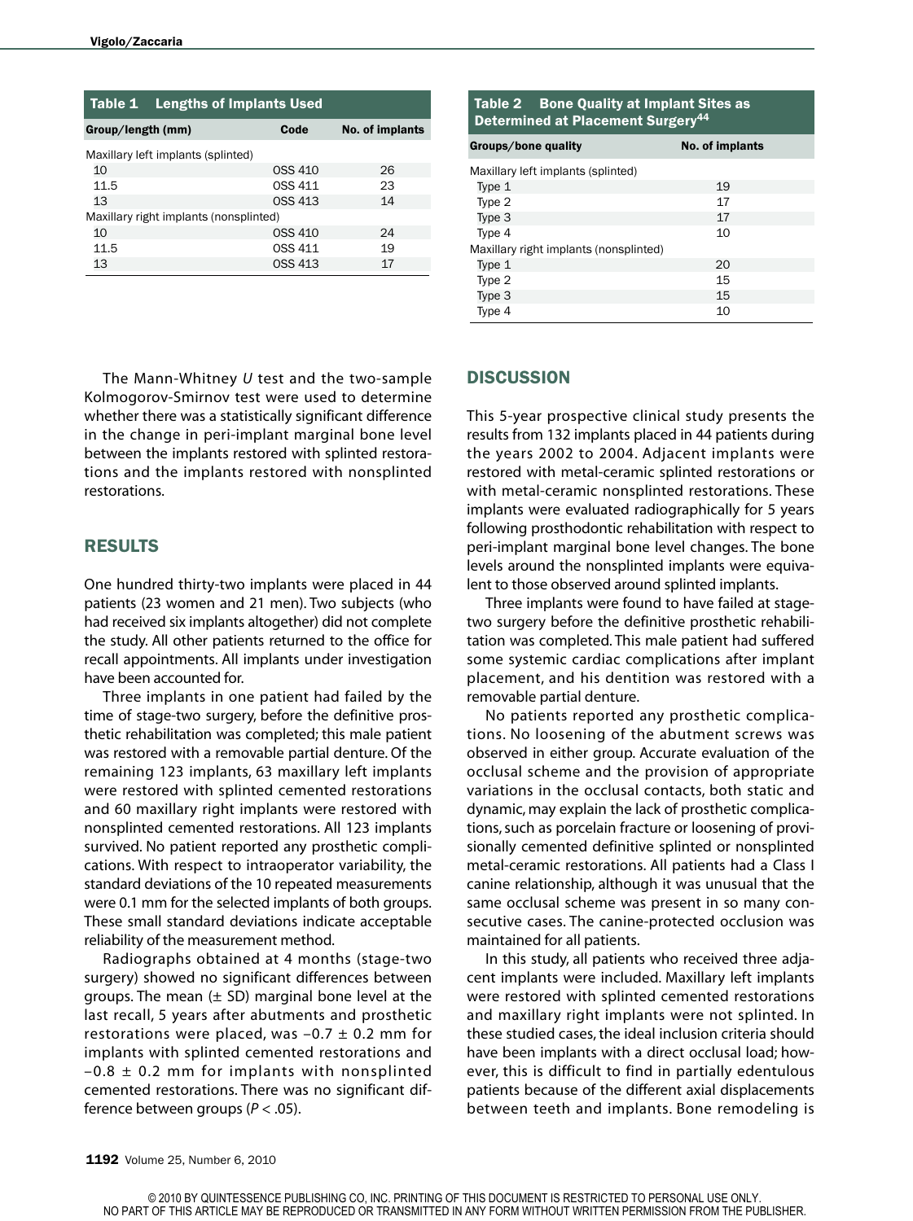**Table 1 Lengths of Implants Used**

| Group/length (mm) | Code | No. of implants |
|---|---|---|
| Maxillary left implants (splinted) | | |
| 10 | OSS 410 | 26 |
| 11.5 | OSS 411 | 23 |
| 13 | OSS 413 | 14 |
| Maxillary right implants (nonsplinted) | | |
| 10 | OSS 410 | 24 |
| 11.5 | OSS 411 | 19 |
| 13 | OSS 413 | 17 |

**Table 2 Bone Quality at Implant Sites as Determined at Placement Surgery[44]**

| Groups/bone quality | No. of implants |
|---|---|
| Maxillary left implants (splinted) | |
| Type 1 | 19 |
| Type 2 | 17 |
| Type 3 | 17 |
| Type 4 | 10 |
| Maxillary right implants (nonsplinted) | |
| Type 1 | 20 |
| Type 2 | 15 |
| Type 3 | 15 |
| Type 4 | 10 |

The Mann-Whitney *U* test and the two-sample Kolmogorov-Smirnov test were used to determine whether there was a statistically significant difference in the change in peri-implant marginal bone level between the implants restored with splinted restorations and the implants restored with nonsplinted restorations.

## RESULTS

One hundred thirty-two implants were placed in 44 patients (23 women and 21 men). Two subjects (who had received six implants altogether) did not complete the study. All other patients returned to the office for recall appointments. All implants under investigation have been accounted for.

Three implants in one patient had failed by the time of stage-two surgery, before the definitive prosthetic rehabilitation was completed; this male patient was restored with a removable partial denture. Of the remaining 123 implants, 63 maxillary left implants were restored with splinted cemented restorations and 60 maxillary right implants were restored with nonsplinted cemented restorations. All 123 implants survived. No patient reported any prosthetic complications. With respect to intraoperator variability, the standard deviations of the 10 repeated measurements were 0.1 mm for the selected implants of both groups. These small standard deviations indicate acceptable reliability of the measurement method.

Radiographs obtained at 4 months (stage-two surgery) showed no significant differences between groups. The mean (± SD) marginal bone level at the last recall, 5 years after abutments and prosthetic restorations were placed, was –0.7 ± 0.2 mm for implants with splinted cemented restorations and –0.8 ± 0.2 mm for implants with nonsplinted cemented restorations. There was no significant difference between groups ($P < .05$).

## DISCUSSION

This 5-year prospective clinical study presents the results from 132 implants placed in 44 patients during the years 2002 to 2004. Adjacent implants were restored with metal-ceramic splinted restorations or with metal-ceramic nonsplinted restorations. These implants were evaluated radiographically for 5 years following prosthodontic rehabilitation with respect to peri-implant marginal bone level changes. The bone levels around the nonsplinted implants were equivalent to those observed around splinted implants.

Three implants were found to have failed at stage-two surgery before the definitive prosthetic rehabilitation was completed. This male patient had suffered some systemic cardiac complications after implant placement, and his dentition was restored with a removable partial denture.

No patients reported any prosthetic complications. No loosening of the abutment screws was observed in either group. Accurate evaluation of the occlusal scheme and the provision of appropriate variations in the occlusal contacts, both static and dynamic, may explain the lack of prosthetic complications, such as porcelain fracture or loosening of provisionally cemented definitive splinted or nonsplinted metal-ceramic restorations. All patients had a Class I canine relationship, although it was unusual that the same occlusal scheme was present in so many consecutive cases. The canine-protected occlusion was maintained for all patients.

In this study, all patients who received three adjacent implants were included. Maxillary left implants were restored with splinted cemented restorations and maxillary right implants were not splinted. In these studied cases, the ideal inclusion criteria should have been implants with a direct occlusal load; however, this is difficult to find in partially edentulous patients because of the different axial displacements between teeth and implants. Bone remodeling is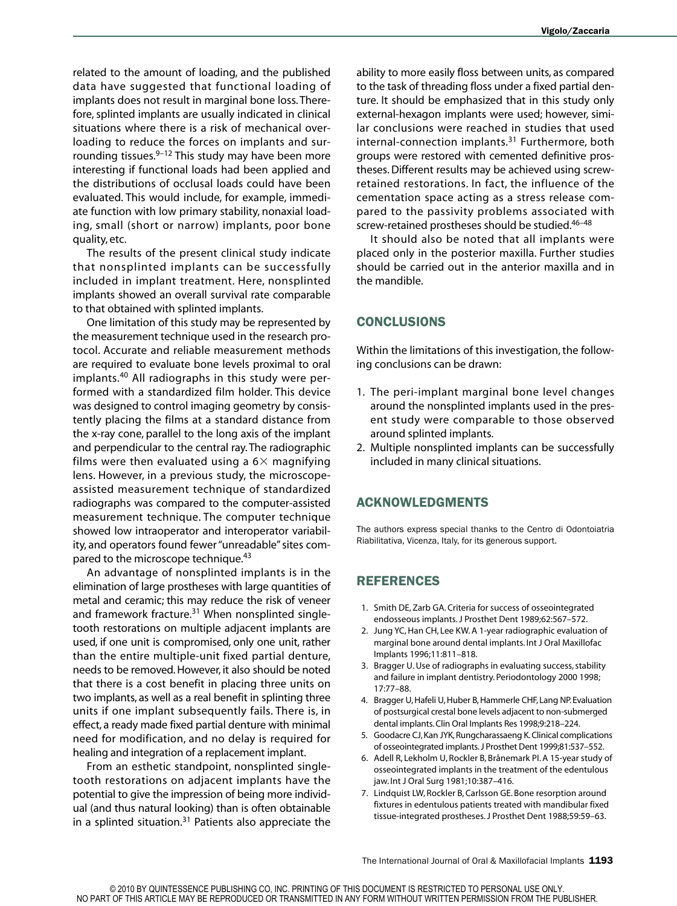related to the amount of loading, and the published data have suggested that functional loading of implants does not result in marginal bone loss. Therefore, splinted implants are usually indicated in clinical situations where there is a risk of mechanical overloading to reduce the forces on implants and surrounding tissues.[9–12] This study may have been more interesting if functional loads had been applied and the distributions of occlusal loads could have been evaluated. This would include, for example, immediate function with low primary stability, nonaxial loading, small (short or narrow) implants, poor bone quality, etc.

The results of the present clinical study indicate that nonsplinted implants can be successfully included in implant treatment. Here, nonsplinted implants showed an overall survival rate comparable to that obtained with splinted implants.

One limitation of this study may be represented by the measurement technique used in the research protocol. Accurate and reliable measurement methods are required to evaluate bone levels proximal to oral implants.[40] All radiographs in this study were performed with a standardized film holder. This device was designed to control imaging geometry by consistently placing the films at a standard distance from the x-ray cone, parallel to the long axis of the implant and perpendicular to the central ray. The radiographic films were then evaluated using a 6× magnifying lens. However, in a previous study, the microscope-assisted measurement technique of standardized radiographs was compared to the computer-assisted measurement technique. The computer technique showed low intraoperator and interoperator variability, and operators found fewer "unreadable" sites compared to the microscope technique.[43]

An advantage of nonsplinted implants is in the elimination of large prostheses with large quantities of metal and ceramic; this may reduce the risk of veneer and framework fracture.[31] When nonsplinted single-tooth restorations on multiple adjacent implants are used, if one unit is compromised, only one unit, rather than the entire multiple-unit fixed partial denture, needs to be removed. However, it also should be noted that there is a cost benefit in placing three units on two implants, as well as a real benefit in splinting three units if one implant subsequently fails. There is, in effect, a ready made fixed partial denture with minimal need for modification, and no delay is required for healing and integration of a replacement implant.

From an esthetic standpoint, nonsplinted single-tooth restorations on adjacent implants have the potential to give the impression of being more individual (and thus natural looking) than is often obtainable in a splinted situation.[31] Patients also appreciate the ability to more easily floss between units, as compared to the task of threading floss under a fixed partial denture. It should be emphasized that in this study only external-hexagon implants were used; however, similar conclusions were reached in studies that used internal-connection implants.[31] Furthermore, both groups were restored with cemented definitive prostheses. Different results may be achieved using screw-retained restorations. In fact, the influence of the cementation space acting as a stress release compared to the passivity problems associated with screw-retained prostheses should be studied.[46–48]

It should also be noted that all implants were placed only in the posterior maxilla. Further studies should be carried out in the anterior maxilla and in the mandible.

## CONCLUSIONS

Within the limitations of this investigation, the following conclusions can be drawn:

1. The peri-implant marginal bone level changes around the nonsplinted implants used in the present study were comparable to those observed around splinted implants.
2. Multiple nonsplinted implants can be successfully included in many clinical situations.

## ACKNOWLEDGMENTS

The authors express special thanks to the Centro di Odontoiatria Riabilitativa, Vicenza, Italy, for its generous support.

## REFERENCES

1. Smith DE, Zarb GA. Criteria for success of osseointegrated endosseous implants. J Prosthet Dent 1989;62:567–572.
2. Jung YC, Han CH, Lee KW. A 1-year radiographic evaluation of marginal bone around dental implants. Int J Oral Maxillofac Implants 1996;11:811–818.
3. Bragger U. Use of radiographs in evaluating success, stability and failure in implant dentistry. Periodontology 2000 1998; 17:77–88.
4. Bragger U, Hafeli U, Huber B, Hammerle CHF, Lang NP. Evaluation of postsurgical crestal bone levels adjacent to non-submerged dental implants. Clin Oral Implants Res 1998;9:218–224.
5. Goodacre CJ, Kan JYK, Rungcharassaeng K. Clinical complications of osseointegrated implants. J Prosthet Dent 1999;81:537–552.
6. Adell R, Lekholm U, Rockler B, Brånemark PI. A 15-year study of osseointegrated implants in the treatment of the edentulous jaw. Int J Oral Surg 1981;10:387–416.
7. Lindquist LW, Rockler B, Carlsson GE. Bone resorption around fixtures in edentulous patients treated with mandibular fixed tissue-integrated prostheses. J Prosthet Dent 1988;59:59–63.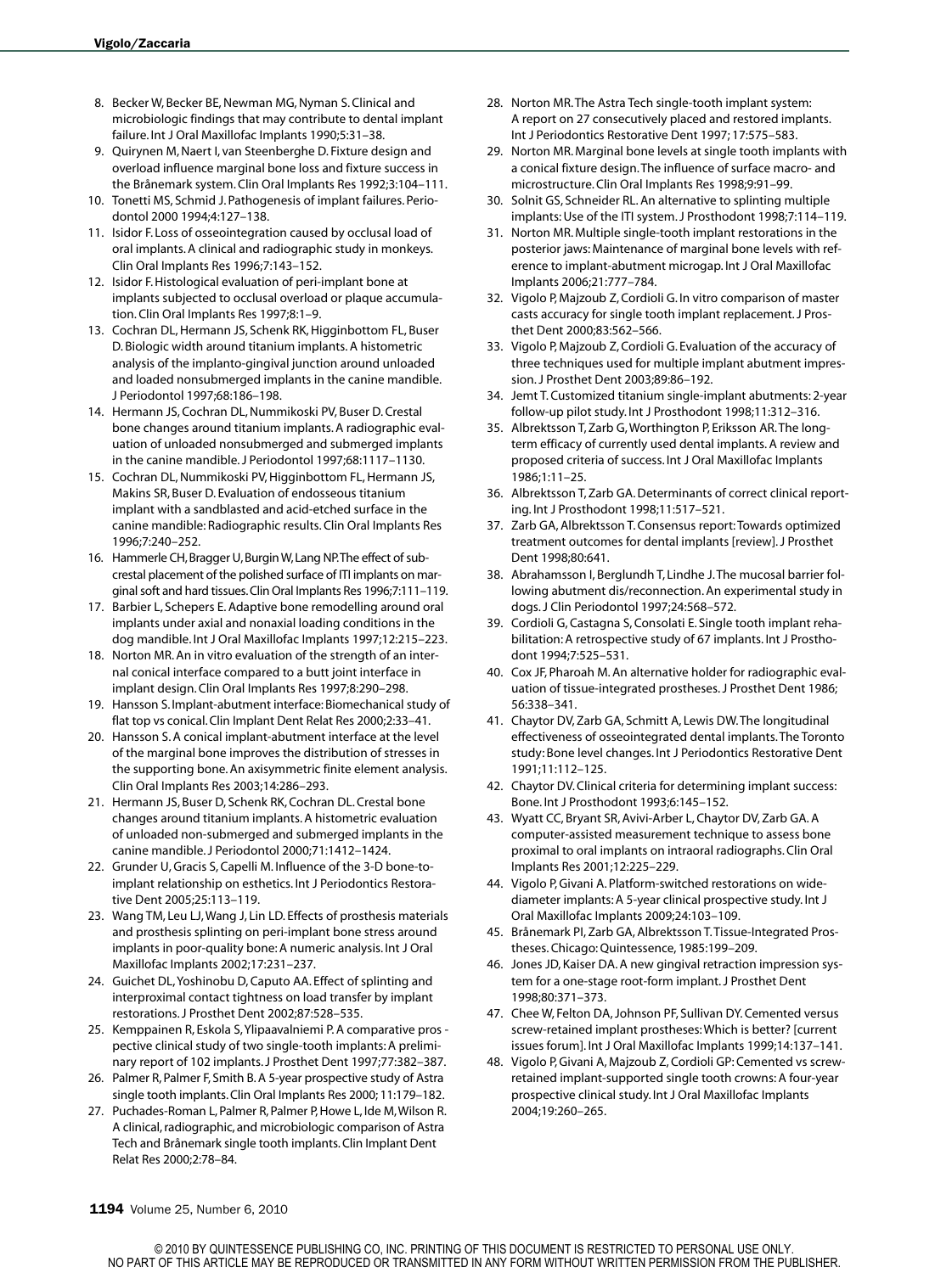8. Becker W, Becker BE, Newman MG, Nyman S. Clinical and microbiologic findings that may contribute to dental implant failure. Int J Oral Maxillofac Implants 1990;5:31–38.
9. Quirynen M, Naert I, van Steenberghe D. Fixture design and overload influence marginal bone loss and fixture success in the Brånemark system. Clin Oral Implants Res 1992;3:104–111.
10. Tonetti MS, Schmid J. Pathogenesis of implant failures. Periodontol 2000 1994;4:127–138.
11. Isidor F. Loss of osseointegration caused by occlusal load of oral implants. A clinical and radiographic study in monkeys. Clin Oral Implants Res 1996;7:143–152.
12. Isidor F. Histological evaluation of peri-implant bone at implants subjected to occlusal overload or plaque accumulation. Clin Oral Implants Res 1997;8:1–9.
13. Cochran DL, Hermann JS, Schenk RK, Higginbottom FL, Buser D. Biologic width around titanium implants. A histometric analysis of the implanto-gingival junction around unloaded and loaded nonsubmerged implants in the canine mandible. J Periodontol 1997;68:186–198.
14. Hermann JS, Cochran DL, Nummikoski PV, Buser D. Crestal bone changes around titanium implants. A radiographic evaluation of unloaded nonsubmerged and submerged implants in the canine mandible. J Periodontol 1997;68:1117–1130.
15. Cochran DL, Nummikoski PV, Higginbottom FL, Hermann JS, Makins SR, Buser D. Evaluation of endosseous titanium implant with a sandblasted and acid-etched surface in the canine mandible: Radiographic results. Clin Oral Implants Res 1996;7:240–252.
16. Hammerle CH, Bragger U, Burgin W, Lang NP. The effect of subcrestal placement of the polished surface of ITI implants on marginal soft and hard tissues. Clin Oral Implants Res 1996;7:111–119.
17. Barbier L, Schepers E. Adaptive bone remodelling around oral implants under axial and nonaxial loading conditions in the dog mandible. Int J Oral Maxillofac Implants 1997;12:215–223.
18. Norton MR. An in vitro evaluation of the strength of an internal conical interface compared to a butt joint interface in implant design. Clin Oral Implants Res 1997;8:290–298.
19. Hansson S. Implant-abutment interface: Biomechanical study of flat top vs conical. Clin Implant Dent Relat Res 2000;2:33–41.
20. Hansson S. A conical implant-abutment interface at the level of the marginal bone improves the distribution of stresses in the supporting bone. An axisymmetric finite element analysis. Clin Oral Implants Res 2003;14:286–293.
21. Hermann JS, Buser D, Schenk RK, Cochran DL. Crestal bone changes around titanium implants. A histometric evaluation of unloaded non-submerged and submerged implants in the canine mandible. J Periodontol 2000;71:1412–1424.
22. Grunder U, Gracis S, Capelli M. Influence of the 3-D bone-to-implant relationship on esthetics. Int J Periodontics Restorative Dent 2005;25:113–119.
23. Wang TM, Leu LJ, Wang J, Lin LD. Effects of prosthesis materials and prosthesis splinting on peri-implant bone stress around implants in poor-quality bone: A numeric analysis. Int J Oral Maxillofac Implants 2002;17:231–237.
24. Guichet DL, Yoshinobu D, Caputo AA. Effect of splinting and interproximal contact tightness on load transfer by implant restorations. J Prosthet Dent 2002;87:528–535.
25. Kemppainen R, Eskola S, Ylipaavalniemi P. A comparative prospective clinical study of two single-tooth implants: A preliminary report of 102 implants. J Prosthet Dent 1997;77:382–387.
26. Palmer R, Palmer F, Smith B. A 5-year prospective study of Astra single tooth implants. Clin Oral Implants Res 2000; 11:179–182.
27. Puchades-Roman L, Palmer R, Palmer P, Howe L, Ide M, Wilson R. A clinical, radiographic, and microbiologic comparison of Astra Tech and Brånemark single tooth implants. Clin Implant Dent Relat Res 2000;2:78–84.
28. Norton MR. The Astra Tech single-tooth implant system: A report on 27 consecutively placed and restored implants. Int J Periodontics Restorative Dent 1997; 17:575–583.
29. Norton MR. Marginal bone levels at single tooth implants with a conical fixture design. The influence of surface macro- and microstructure. Clin Oral Implants Res 1998;9:91–99.
30. Solnit GS, Schneider RL. An alternative to splinting multiple implants: Use of the ITI system. J Prosthodont 1998;7:114–119.
31. Norton MR. Multiple single-tooth implant restorations in the posterior jaws: Maintenance of marginal bone levels with reference to implant-abutment microgap. Int J Oral Maxillofac Implants 2006;21:777–784.
32. Vigolo P, Majzoub Z, Cordioli G. In vitro comparison of master casts accuracy for single tooth implant replacement. J Prosthet Dent 2000;83:562–566.
33. Vigolo P, Majzoub Z, Cordioli G. Evaluation of the accuracy of three techniques used for multiple implant abutment impression. J Prosthet Dent 2003;89:86–192.
34. Jemt T. Customized titanium single-implant abutments: 2-year follow-up pilot study. Int J Prosthodont 1998;11:312–316.
35. Albrektsson T, Zarb G, Worthington P, Eriksson AR. The long-term efficacy of currently used dental implants. A review and proposed criteria of success. Int J Oral Maxillofac Implants 1986;1:11–25.
36. Albrektsson T, Zarb GA. Determinants of correct clinical reporting. Int J Prosthodont 1998;11:517–521.
37. Zarb GA, Albrektsson T. Consensus report: Towards optimized treatment outcomes for dental implants [review]. J Prosthet Dent 1998;80:641.
38. Abrahamsson I, Berglundh T, Lindhe J. The mucosal barrier following abutment dis/reconnection. An experimental study in dogs. J Clin Periodontol 1997;24:568–572.
39. Cordioli G, Castagna S, Consolati E. Single tooth implant rehabilitation: A retrospective study of 67 implants. Int J Prosthodont 1994;7:525–531.
40. Cox JF, Pharoah M. An alternative holder for radiographic evaluation of tissue-integrated prostheses. J Prosthet Dent 1986; 56:338–341.
41. Chaytor DV, Zarb GA, Schmitt A, Lewis DW. The longitudinal effectiveness of osseointegrated dental implants. The Toronto study: Bone level changes. Int J Periodontics Restorative Dent 1991;11:112–125.
42. Chaytor DV. Clinical criteria for determining implant success: Bone. Int J Prosthodont 1993;6:145–152.
43. Wyatt CC, Bryant SR, Avivi-Arber L, Chaytor DV, Zarb GA. A computer-assisted measurement technique to assess bone proximal to oral implants on intraoral radiographs. Clin Oral Implants Res 2001;12:225–229.
44. Vigolo P, Givani A. Platform-switched restorations on wide-diameter implants: A 5-year clinical prospective study. Int J Oral Maxillofac Implants 2009;24:103–109.
45. Brånemark PI, Zarb GA, Albrektsson T. Tissue-Integrated Prostheses. Chicago: Quintessence, 1985:199–209.
46. Jones JD, Kaiser DA. A new gingival retraction impression system for a one-stage root-form implant. J Prosthet Dent 1998;80:371–373.
47. Chee W, Felton DA, Johnson PF, Sullivan DY. Cemented versus screw-retained implant prostheses: Which is better? [current issues forum]. Int J Oral Maxillofac Implants 1999;14:137–141.
48. Vigolo P, Givani A, Majzoub Z, Cordioli GP: Cemented vs screw-retained implant-supported single tooth crowns: A four-year prospective clinical study. Int J Oral Maxillofac Implants 2004;19:260–265.